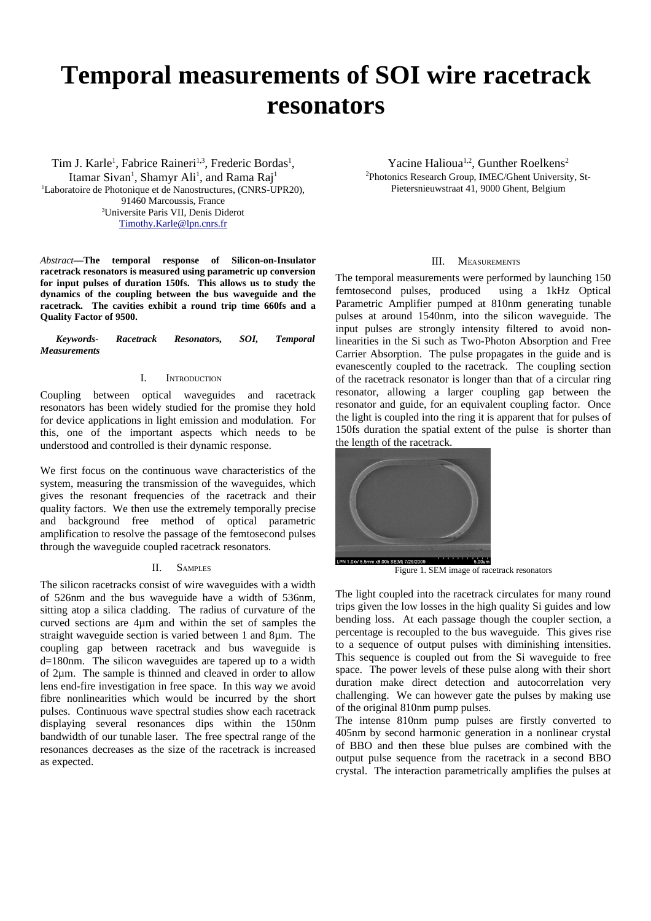# Temporal measurements of SOI wire racetrack resonators

Tim J. Karle[1], Fabrice Raineri[1,3], Frederic Bordas[1], Itamar Sivan[1], Shamyr Ali[1], and Rama Raj[1]
[1]Laboratoire de Photonique et de Nanostructures, (CNRS-UPR20), 91460 Marcoussis, France
[3]Universite Paris VII, Denis Diderot
Timothy.Karle@lpn.cnrs.fr

Yacine Halioua[1,2], Gunther Roelkens[2]
[2]Photonics Research Group, IMEC/Ghent University, St-Pietersnieuwstraat 41, 9000 Ghent, Belgium

*Abstract*—**The temporal response of Silicon-on-Insulator racetrack resonators is measured using parametric up conversion for input pulses of duration 150fs. This allows us to study the dynamics of the coupling between the bus waveguide and the racetrack. The cavities exhibit a round trip time 660fs and a Quality Factor of 9500.**

***Keywords- Racetrack Resonators, SOI, Temporal Measurements***

## I. Introduction

Coupling between optical waveguides and racetrack resonators has been widely studied for the promise they hold for device applications in light emission and modulation. For this, one of the important aspects which needs to be understood and controlled is their dynamic response.

We first focus on the continuous wave characteristics of the system, measuring the transmission of the waveguides, which gives the resonant frequencies of the racetrack and their quality factors. We then use the extremely temporally precise and background free method of optical parametric amplification to resolve the passage of the femtosecond pulses through the waveguide coupled racetrack resonators.

## II. Samples

The silicon racetracks consist of wire waveguides with a width of 526nm and the bus waveguide have a width of 536nm, sitting atop a silica cladding. The radius of curvature of the curved sections are 4µm and within the set of samples the straight waveguide section is varied between 1 and 8µm. The coupling gap between racetrack and bus waveguide is d=180nm. The silicon waveguides are tapered up to a width of 2µm. The sample is thinned and cleaved in order to allow lens end-fire investigation in free space. In this way we avoid fibre nonlinearities which would be incurred by the short pulses. Continuous wave spectral studies show each racetrack displaying several resonances dips within the 150nm bandwidth of our tunable laser. The free spectral range of the resonances decreases as the size of the racetrack is increased as expected.

## III. Measurements

The temporal measurements were performed by launching 150 femtosecond pulses, produced using a 1kHz Optical Parametric Amplifier pumped at 810nm generating tunable pulses at around 1540nm, into the silicon waveguide. The input pulses are strongly intensity filtered to avoid non-linearities in the Si such as Two-Photon Absorption and Free Carrier Absorption. The pulse propagates in the guide and is evanescently coupled to the racetrack. The coupling section of the racetrack resonator is longer than that of a circular ring resonator, allowing a larger coupling gap between the resonator and guide, for an equivalent coupling factor. Once the light is coupled into the ring it is apparent that for pulses of 150fs duration the spatial extent of the pulse is shorter than the length of the racetrack.

Figure 1. SEM image of racetrack resonators

The light coupled into the racetrack circulates for many round trips given the low losses in the high quality Si guides and low bending loss. At each passage though the coupler section, a percentage is recoupled to the bus waveguide. This gives rise to a sequence of output pulses with diminishing intensities. This sequence is coupled out from the Si waveguide to free space. The power levels of these pulse along with their short duration make direct detection and autocorrelation very challenging. We can however gate the pulses by making use of the original 810nm pump pulses.

The intense 810nm pump pulses are firstly converted to 405nm by second harmonic generation in a nonlinear crystal of BBO and then these blue pulses are combined with the output pulse sequence from the racetrack in a second BBO crystal. The interaction parametrically amplifies the pulses at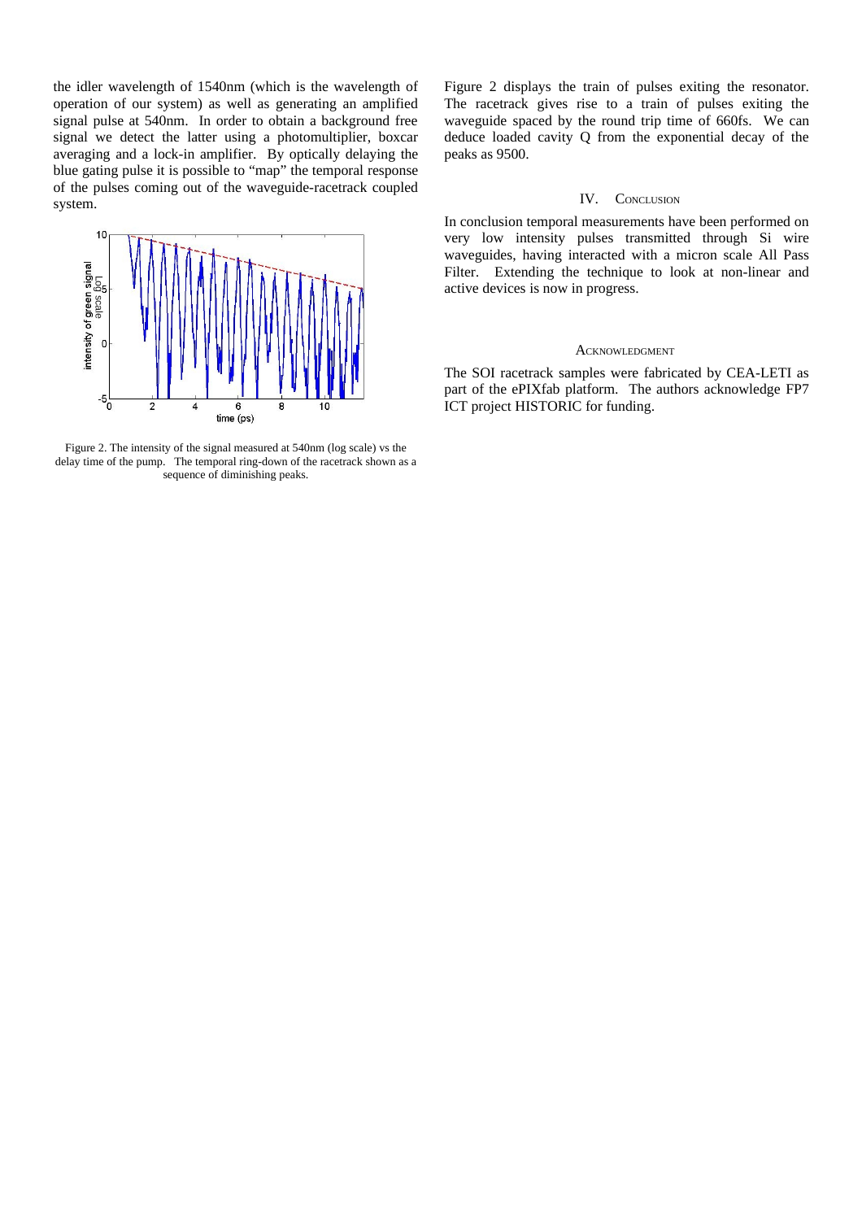the idler wavelength of 1540nm (which is the wavelength of operation of our system) as well as generating an amplified signal pulse at 540nm. In order to obtain a background free signal we detect the latter using a photomultiplier, boxcar averaging and a lock-in amplifier. By optically delaying the blue gating pulse it is possible to "map" the temporal response of the pulses coming out of the waveguide-racetrack coupled system.

Figure 2. The intensity of the signal measured at 540nm (log scale) vs the delay time of the pump. The temporal ring-down of the racetrack shown as a sequence of diminishing peaks.

Figure 2 displays the train of pulses exiting the resonator. The racetrack gives rise to a train of pulses exiting the waveguide spaced by the round trip time of 660fs. We can deduce loaded cavity Q from the exponential decay of the peaks as 9500.

## IV. Conclusion

In conclusion temporal measurements have been performed on very low intensity pulses transmitted through Si wire waveguides, having interacted with a micron scale All Pass Filter. Extending the technique to look at non-linear and active devices is now in progress.

## Acknowledgment

The SOI racetrack samples were fabricated by CEA-LETI as part of the ePIXfab platform. The authors acknowledge FP7 ICT project HISTORIC for funding.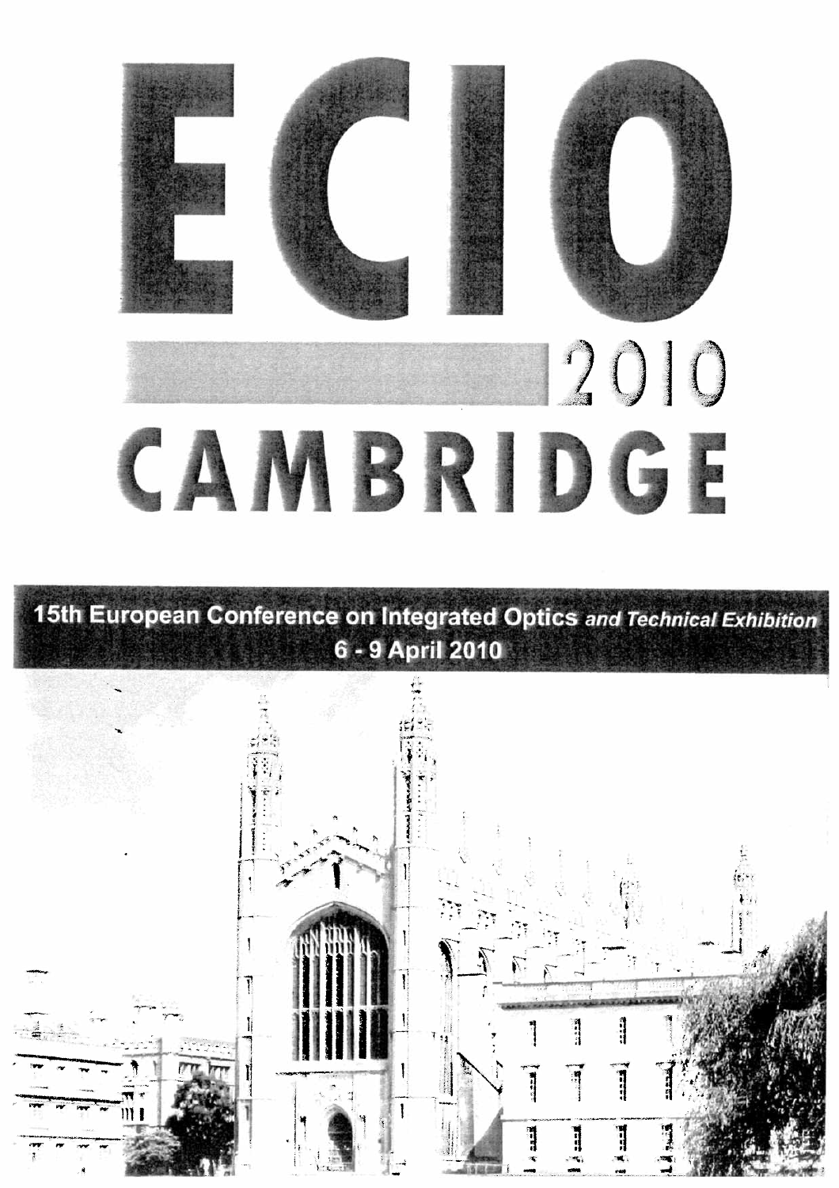# ECIO

# 2010

# CAMBRIDGE

**15th European Conference on Integrated Optics** ***and Technical Exhibition***

**6 - 9 April 2010**